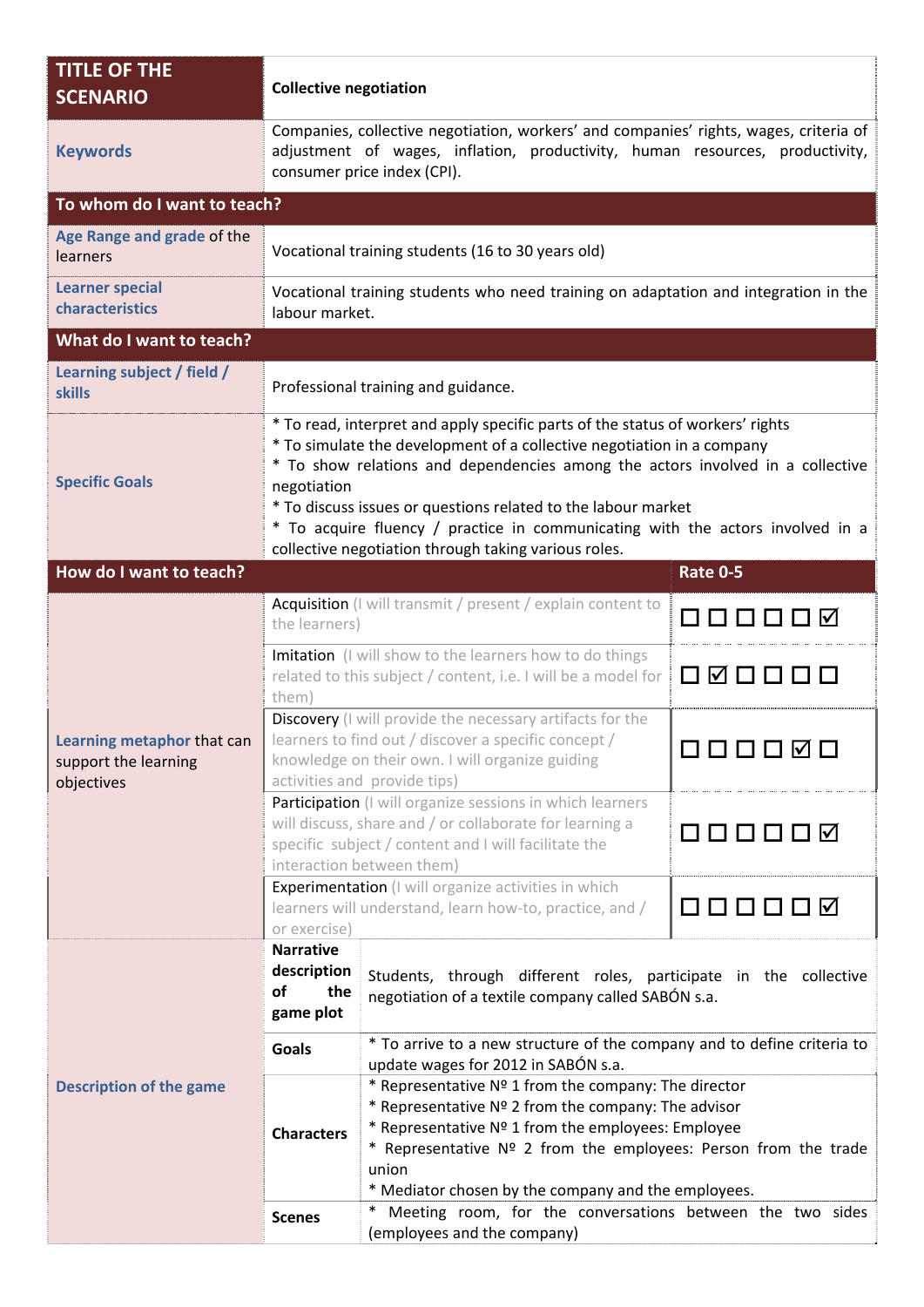| TITLE OF THE SCENARIO | Collective negotiation | |
|---|---|---|
| **Keywords** | Companies, collective negotiation, workers' and companies' rights, wages, criteria of adjustment of wages, inflation, productivity, human resources, productivity, consumer price index (CPI). | |
| **To whom do I want to teach?** | | |
| **Age Range and grade** of the learners | Vocational training students (16 to 30 years old) | |
| **Learner special characteristics** | Vocational training students who need training on adaptation and integration in the labour market. | |
| **What do I want to teach?** | | |
| **Learning subject / field / skills** | Professional training and guidance. | |
| **Specific Goals** | * To read, interpret and apply specific parts of the status of workers' rights<br>* To simulate the development of a collective negotiation in a company<br>* To show relations and dependencies among the actors involved in a collective negotiation<br>* To discuss issues or questions related to the labour market<br>* To acquire fluency / practice in communicating with the actors involved in a collective negotiation through taking various roles. | |
| **How do I want to teach?** | | **Rate 0-5** |
| **Learning metaphor** that can support the learning objectives | Acquisition (I will transmit / present / explain content to the learners) | ☐ ☐ ☐ ☐ ☐ ☑ |
| | Imitation (I will show to the learners how to do things related to this subject / content, i.e. I will be a model for them) | ☐ ☑ ☐ ☐ ☐ ☐ |
| | Discovery (I will provide the necessary artifacts for the learners to find out / discover a specific concept / knowledge on their own. I will organize guiding activities and provide tips) | ☐ ☐ ☐ ☐ ☑ ☐ |
| | Participation (I will organize sessions in which learners will discuss, share and / or collaborate for learning a specific subject / content and I will facilitate the interaction between them) | ☐ ☐ ☐ ☐ ☐ ☑ |
| | Experimentation (I will organize activities in which learners will understand, learn how-to, practice, and / or exercise) | ☐ ☐ ☐ ☐ ☐ ☑ |

| **Description of the game** | | |
|---|---|---|
| | **Narrative description of the game plot** | Students, through different roles, participate in the collective negotiation of a textile company called SABÓN s.a. |
| | **Goals** | * To arrive to a new structure of the company and to define criteria to update wages for 2012 in SABÓN s.a. |
| | **Characters** | * Representative Nº 1 from the company: The director<br>* Representative Nº 2 from the company: The advisor<br>* Representative Nº 1 from the employees: Employee<br>* Representative Nº 2 from the employees: Person from the trade union<br>* Mediator chosen by the company and the employees. |
| | **Scenes** | * Meeting room, for the conversations between the two sides (employees and the company) |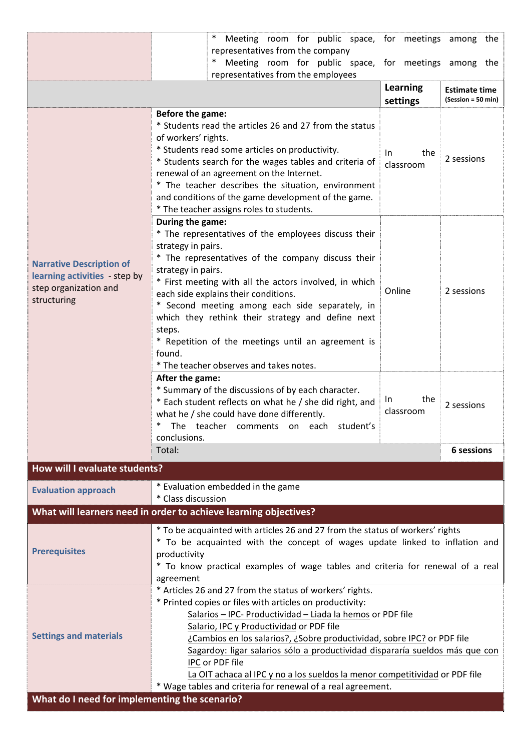| | | | |
|---|---|---|---|
| | | * Meeting room for public space, for meetings among the representatives from the company<br>* Meeting room for public space, for meetings among the representatives from the employees | |
| | | **Learning settings** | **Estimate time** (Session = 50 min) |
| **Narrative Description of learning activities** - step by step organization and structuring | **Before the game:**<br>* Students read the articles 26 and 27 from the status of workers' rights.<br>* Students read some articles on productivity.<br>* Students search for the wages tables and criteria of renewal of an agreement on the Internet.<br>* The teacher describes the situation, environment and conditions of the game development of the game.<br>* The teacher assigns roles to students. | In the classroom | 2 sessions |
| | **During the game:**<br>* The representatives of the employees discuss their strategy in pairs.<br>* The representatives of the company discuss their strategy in pairs.<br>* First meeting with all the actors involved, in which each side explains their conditions.<br>* Second meeting among each side separately, in which they rethink their strategy and define next steps.<br>* Repetition of the meetings until an agreement is found.<br>* The teacher observes and takes notes. | Online | 2 sessions |
| | **After the game:**<br>* Summary of the discussions of by each character.<br>* Each student reflects on what he / she did right, and what he / she could have done differently.<br>* The teacher comments on each student's conclusions. | In the classroom | 2 sessions |
| | Total: | | **6 sessions** |

## How will I evaluate students?

| | |
|---|---|
| **Evaluation approach** | * Evaluation embedded in the game<br>* Class discussion |

## What will learners need in order to achieve learning objectives?

| | |
|---|---|
| **Prerequisites** | * To be acquainted with articles 26 and 27 from the status of workers' rights<br>* To be acquainted with the concept of wages update linked to inflation and productivity<br>* To know practical examples of wage tables and criteria for renewal of a real agreement |
| **Settings and materials** | * Articles 26 and 27 from the status of workers' rights.<br>* Printed copies or files with articles on productivity:<br>Salarios – IPC- Productividad – Liada la hemos or PDF file<br>Salario, IPC y Productividad or PDF file<br>¿Cambios en los salarios?, ¿Sobre productividad, sobre IPC? or PDF file<br>Sagardoy: ligar salarios sólo a productividad dispararía sueldos más que con IPC or PDF file<br>La OIT achaca al IPC y no a los sueldos la menor competitividad or PDF file<br>* Wage tables and criteria for renewal of a real agreement. |

## What do I need for implementing the scenario?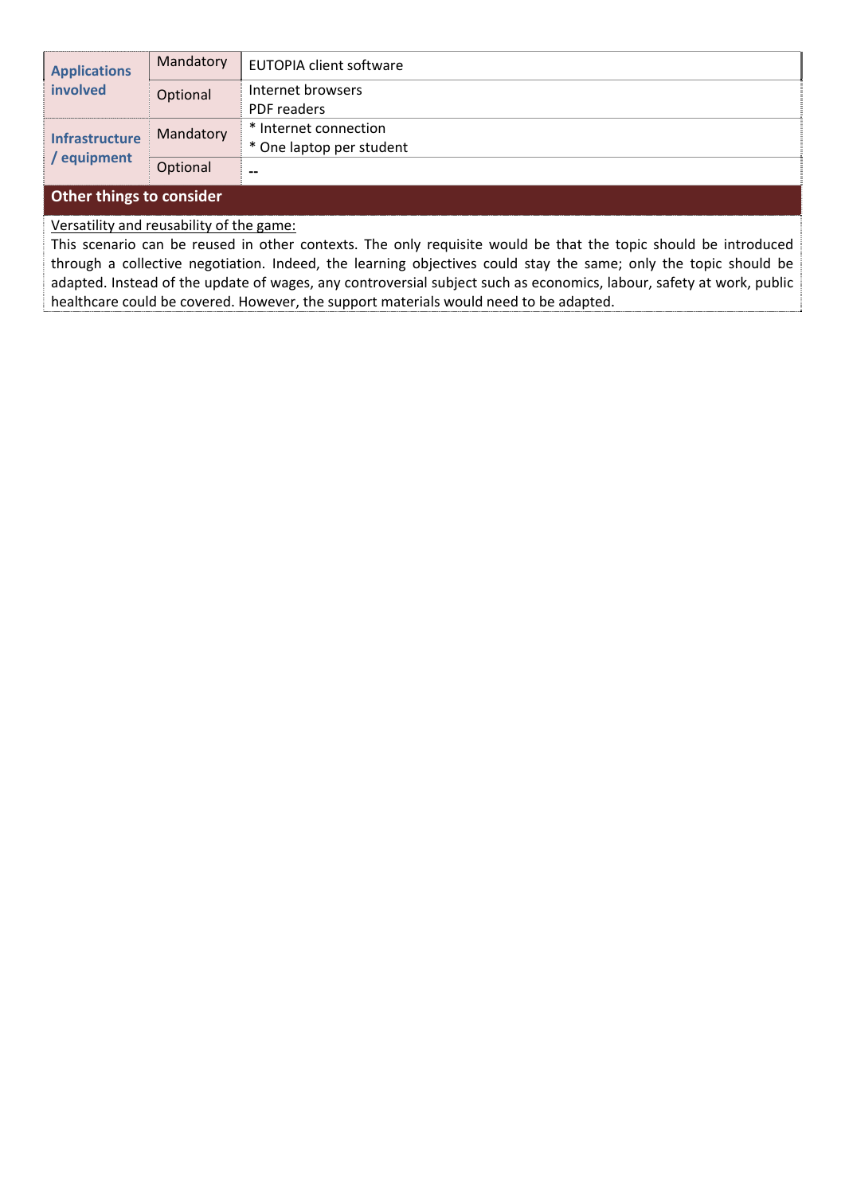| | | |
|---|---|---|
| **Applications involved** | Mandatory | EUTOPIA client software |
| | Optional | Internet browsers<br>PDF readers |
| **Infrastructure / equipment** | Mandatory | * Internet connection<br>* One laptop per student |
| | Optional | -- |

## Other things to consider

Versatility and reusability of the game:

This scenario can be reused in other contexts. The only requisite would be that the topic should be introduced through a collective negotiation. Indeed, the learning objectives could stay the same; only the topic should be adapted. Instead of the update of wages, any controversial subject such as economics, labour, safety at work, public healthcare could be covered. However, the support materials would need to be adapted.